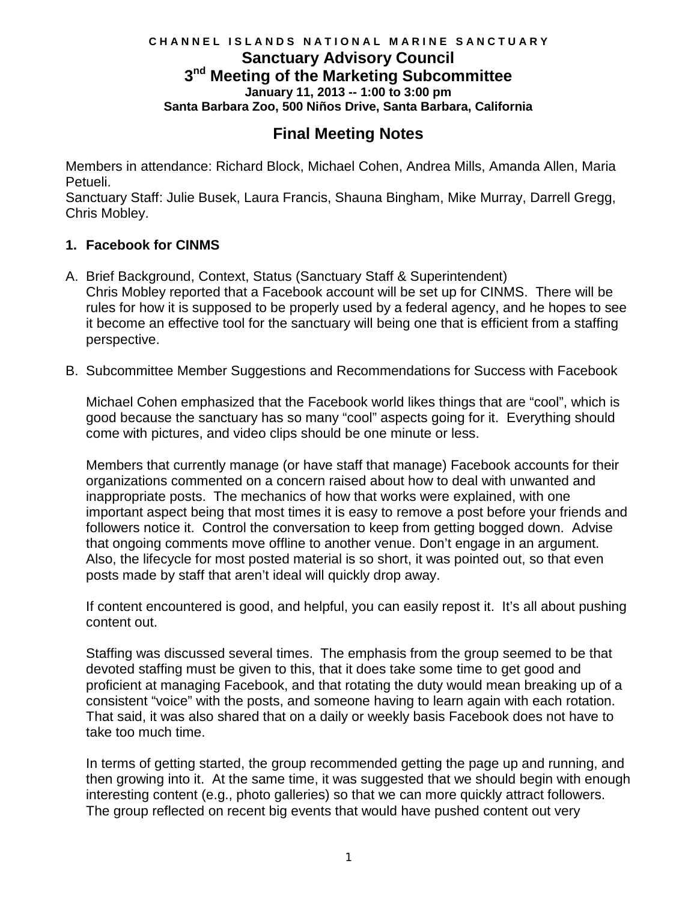**CHANNEL ISLANDS NATIONAL MARINE SANCTUARY**

# Sanctuary Advisory Council

## 3rd Meeting of the Marketing Subcommittee

**January 11, 2013 -- 1:00 to 3:00 pm**

**Santa Barbara Zoo, 500 Niños Drive, Santa Barbara, California**

## Final Meeting Notes

Members in attendance: Richard Block, Michael Cohen, Andrea Mills, Amanda Allen, Maria Petueli.
Sanctuary Staff: Julie Busek, Laura Francis, Shauna Bingham, Mike Murray, Darrell Gregg, Chris Mobley.

### 1. Facebook for CINMS

A. Brief Background, Context, Status (Sanctuary Staff & Superintendent)
Chris Mobley reported that a Facebook account will be set up for CINMS. There will be rules for how it is supposed to be properly used by a federal agency, and he hopes to see it become an effective tool for the sanctuary will being one that is efficient from a staffing perspective.

B. Subcommittee Member Suggestions and Recommendations for Success with Facebook

Michael Cohen emphasized that the Facebook world likes things that are "cool", which is good because the sanctuary has so many "cool" aspects going for it. Everything should come with pictures, and video clips should be one minute or less.

Members that currently manage (or have staff that manage) Facebook accounts for their organizations commented on a concern raised about how to deal with unwanted and inappropriate posts. The mechanics of how that works were explained, with one important aspect being that most times it is easy to remove a post before your friends and followers notice it. Control the conversation to keep from getting bogged down. Advise that ongoing comments move offline to another venue. Don't engage in an argument. Also, the lifecycle for most posted material is so short, it was pointed out, so that even posts made by staff that aren't ideal will quickly drop away.

If content encountered is good, and helpful, you can easily repost it. It's all about pushing content out.

Staffing was discussed several times. The emphasis from the group seemed to be that devoted staffing must be given to this, that it does take some time to get good and proficient at managing Facebook, and that rotating the duty would mean breaking up of a consistent "voice" with the posts, and someone having to learn again with each rotation. That said, it was also shared that on a daily or weekly basis Facebook does not have to take too much time.

In terms of getting started, the group recommended getting the page up and running, and then growing into it. At the same time, it was suggested that we should begin with enough interesting content (e.g., photo galleries) so that we can more quickly attract followers. The group reflected on recent big events that would have pushed content out very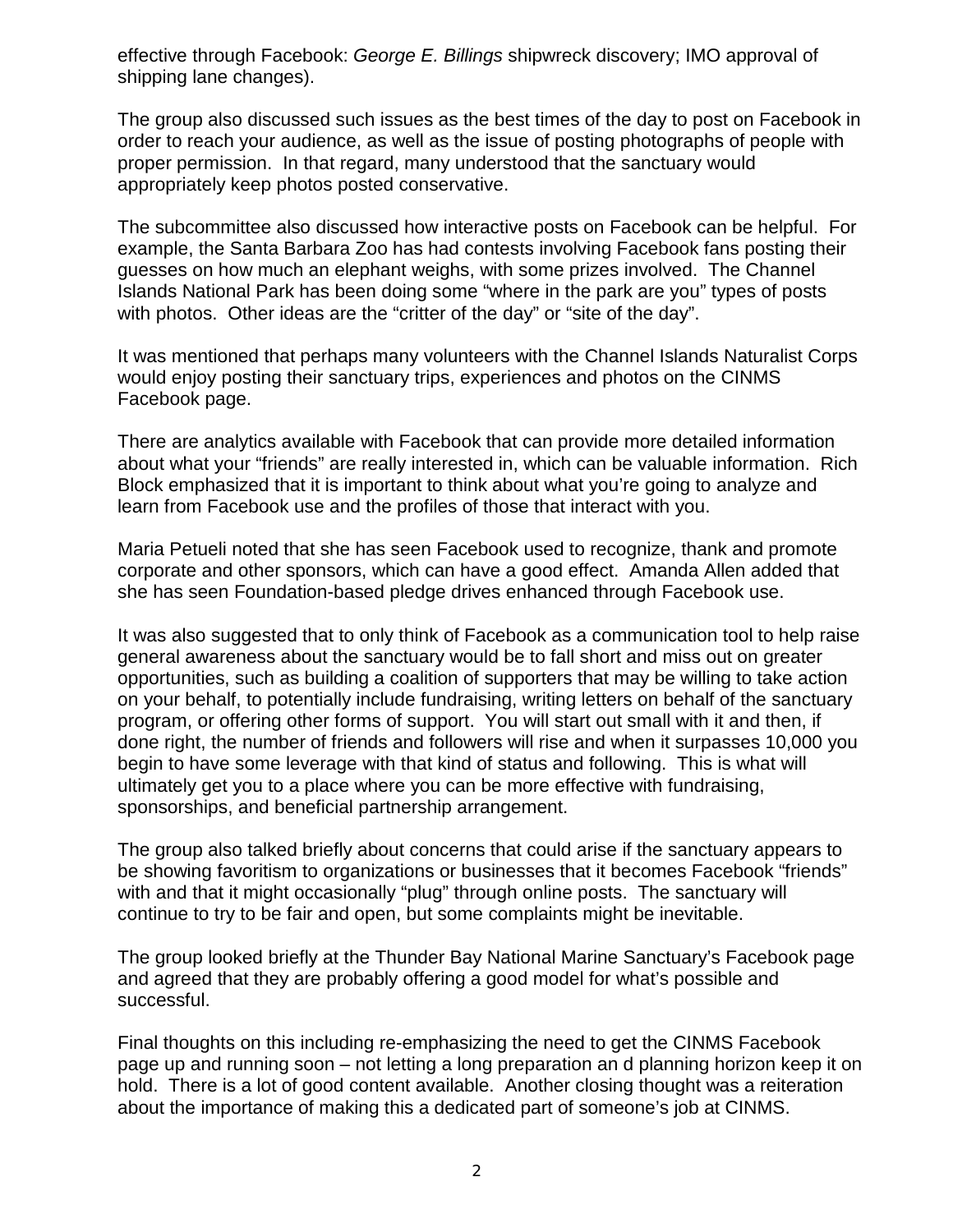effective through Facebook: *George E. Billings* shipwreck discovery; IMO approval of shipping lane changes).

The group also discussed such issues as the best times of the day to post on Facebook in order to reach your audience, as well as the issue of posting photographs of people with proper permission. In that regard, many understood that the sanctuary would appropriately keep photos posted conservative.

The subcommittee also discussed how interactive posts on Facebook can be helpful. For example, the Santa Barbara Zoo has had contests involving Facebook fans posting their guesses on how much an elephant weighs, with some prizes involved. The Channel Islands National Park has been doing some "where in the park are you" types of posts with photos. Other ideas are the "critter of the day" or "site of the day".

It was mentioned that perhaps many volunteers with the Channel Islands Naturalist Corps would enjoy posting their sanctuary trips, experiences and photos on the CINMS Facebook page.

There are analytics available with Facebook that can provide more detailed information about what your "friends" are really interested in, which can be valuable information. Rich Block emphasized that it is important to think about what you're going to analyze and learn from Facebook use and the profiles of those that interact with you.

Maria Petueli noted that she has seen Facebook used to recognize, thank and promote corporate and other sponsors, which can have a good effect. Amanda Allen added that she has seen Foundation-based pledge drives enhanced through Facebook use.

It was also suggested that to only think of Facebook as a communication tool to help raise general awareness about the sanctuary would be to fall short and miss out on greater opportunities, such as building a coalition of supporters that may be willing to take action on your behalf, to potentially include fundraising, writing letters on behalf of the sanctuary program, or offering other forms of support. You will start out small with it and then, if done right, the number of friends and followers will rise and when it surpasses 10,000 you begin to have some leverage with that kind of status and following. This is what will ultimately get you to a place where you can be more effective with fundraising, sponsorships, and beneficial partnership arrangement.

The group also talked briefly about concerns that could arise if the sanctuary appears to be showing favoritism to organizations or businesses that it becomes Facebook "friends" with and that it might occasionally "plug" through online posts. The sanctuary will continue to try to be fair and open, but some complaints might be inevitable.

The group looked briefly at the Thunder Bay National Marine Sanctuary's Facebook page and agreed that they are probably offering a good model for what's possible and successful.

Final thoughts on this including re-emphasizing the need to get the CINMS Facebook page up and running soon – not letting a long preparation an d planning horizon keep it on hold. There is a lot of good content available. Another closing thought was a reiteration about the importance of making this a dedicated part of someone's job at CINMS.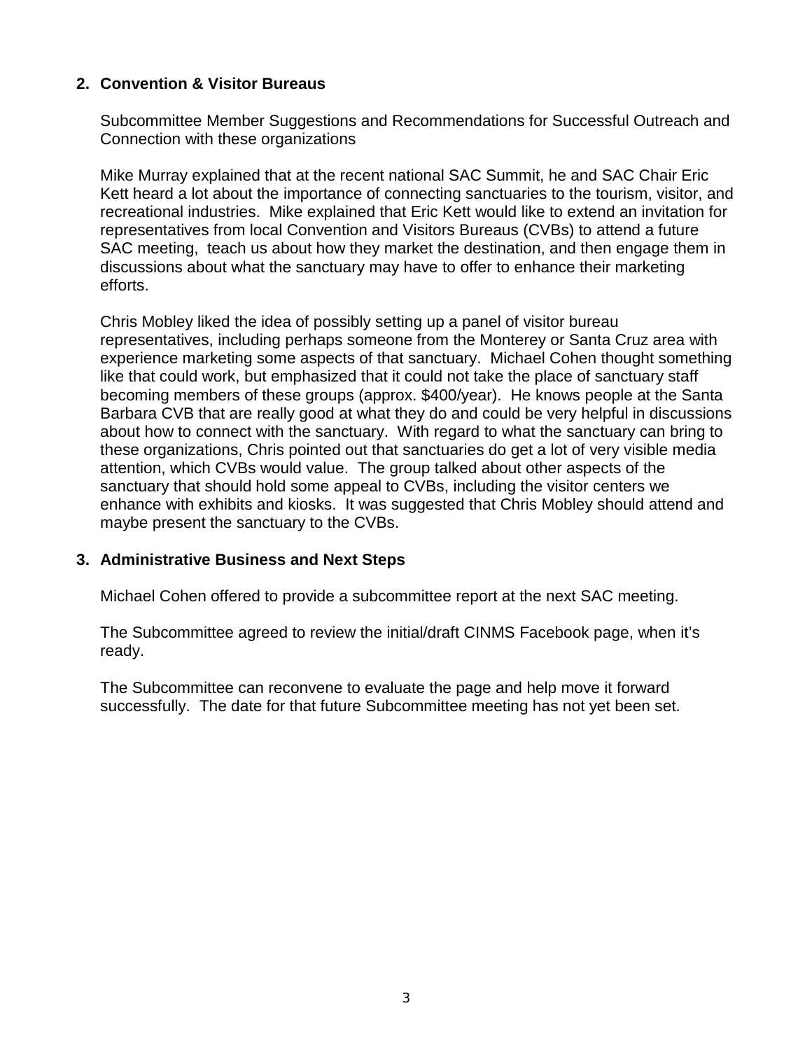## 2. Convention & Visitor Bureaus

Subcommittee Member Suggestions and Recommendations for Successful Outreach and Connection with these organizations

Mike Murray explained that at the recent national SAC Summit, he and SAC Chair Eric Kett heard a lot about the importance of connecting sanctuaries to the tourism, visitor, and recreational industries. Mike explained that Eric Kett would like to extend an invitation for representatives from local Convention and Visitors Bureaus (CVBs) to attend a future SAC meeting, teach us about how they market the destination, and then engage them in discussions about what the sanctuary may have to offer to enhance their marketing efforts.

Chris Mobley liked the idea of possibly setting up a panel of visitor bureau representatives, including perhaps someone from the Monterey or Santa Cruz area with experience marketing some aspects of that sanctuary. Michael Cohen thought something like that could work, but emphasized that it could not take the place of sanctuary staff becoming members of these groups (approx. $400/year). He knows people at the Santa Barbara CVB that are really good at what they do and could be very helpful in discussions about how to connect with the sanctuary. With regard to what the sanctuary can bring to these organizations, Chris pointed out that sanctuaries do get a lot of very visible media attention, which CVBs would value. The group talked about other aspects of the sanctuary that should hold some appeal to CVBs, including the visitor centers we enhance with exhibits and kiosks. It was suggested that Chris Mobley should attend and maybe present the sanctuary to the CVBs.

## 3. Administrative Business and Next Steps

Michael Cohen offered to provide a subcommittee report at the next SAC meeting.

The Subcommittee agreed to review the initial/draft CINMS Facebook page, when it's ready.

The Subcommittee can reconvene to evaluate the page and help move it forward successfully. The date for that future Subcommittee meeting has not yet been set.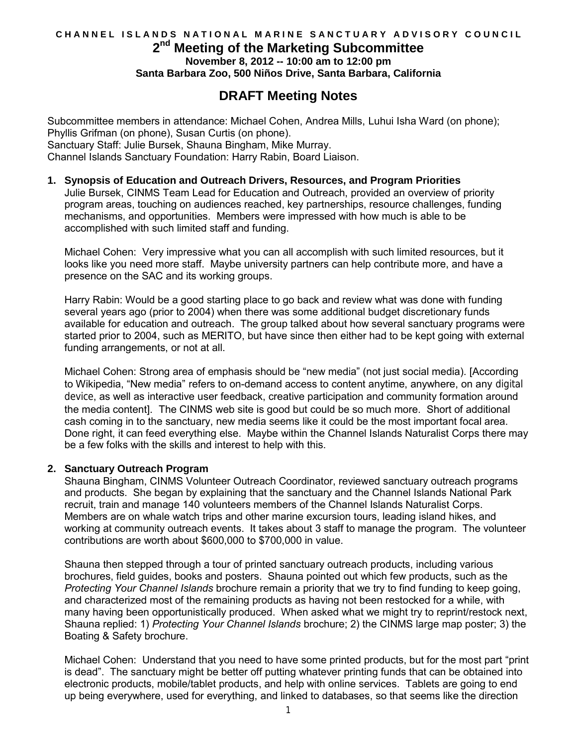CHANNEL ISLANDS NATIONAL MARINE SANCTUARY ADVISORY COUNCIL

# 2nd Meeting of the Marketing Subcommittee

**November 8, 2012 -- 10:00 am to 12:00 pm**
**Santa Barbara Zoo, 500 Niños Drive, Santa Barbara, California**

## DRAFT Meeting Notes

Subcommittee members in attendance: Michael Cohen, Andrea Mills, Luhui Isha Ward (on phone); Phyllis Grifman (on phone), Susan Curtis (on phone).
Sanctuary Staff: Julie Bursek, Shauna Bingham, Mike Murray.
Channel Islands Sanctuary Foundation: Harry Rabin, Board Liaison.

### 1. Synopsis of Education and Outreach Drivers, Resources, and Program Priorities

Julie Bursek, CINMS Team Lead for Education and Outreach, provided an overview of priority program areas, touching on audiences reached, key partnerships, resource challenges, funding mechanisms, and opportunities. Members were impressed with how much is able to be accomplished with such limited staff and funding.

Michael Cohen: Very impressive what you can all accomplish with such limited resources, but it looks like you need more staff. Maybe university partners can help contribute more, and have a presence on the SAC and its working groups.

Harry Rabin: Would be a good starting place to go back and review what was done with funding several years ago (prior to 2004) when there was some additional budget discretionary funds available for education and outreach. The group talked about how several sanctuary programs were started prior to 2004, such as MERITO, but have since then either had to be kept going with external funding arrangements, or not at all.

Michael Cohen: Strong area of emphasis should be "new media" (not just social media). [According to Wikipedia, "New media" refers to on-demand access to content anytime, anywhere, on any digital device, as well as interactive user feedback, creative participation and community formation around the media content]. The CINMS web site is good but could be so much more. Short of additional cash coming in to the sanctuary, new media seems like it could be the most important focal area. Done right, it can feed everything else. Maybe within the Channel Islands Naturalist Corps there may be a few folks with the skills and interest to help with this.

### 2. Sanctuary Outreach Program

Shauna Bingham, CINMS Volunteer Outreach Coordinator, reviewed sanctuary outreach programs and products. She began by explaining that the sanctuary and the Channel Islands National Park recruit, train and manage 140 volunteers members of the Channel Islands Naturalist Corps. Members are on whale watch trips and other marine excursion tours, leading island hikes, and working at community outreach events. It takes about 3 staff to manage the program. The volunteer contributions are worth about $600,000 to $700,000 in value.

Shauna then stepped through a tour of printed sanctuary outreach products, including various brochures, field guides, books and posters. Shauna pointed out which few products, such as the *Protecting Your Channel Islands* brochure remain a priority that we try to find funding to keep going, and characterized most of the remaining products as having not been restocked for a while, with many having been opportunistically produced. When asked what we might try to reprint/restock next, Shauna replied: 1) *Protecting Your Channel Islands* brochure; 2) the CINMS large map poster; 3) the Boating & Safety brochure.

Michael Cohen: Understand that you need to have some printed products, but for the most part "print is dead". The sanctuary might be better off putting whatever printing funds that can be obtained into electronic products, mobile/tablet products, and help with online services. Tablets are going to end up being everywhere, used for everything, and linked to databases, so that seems like the direction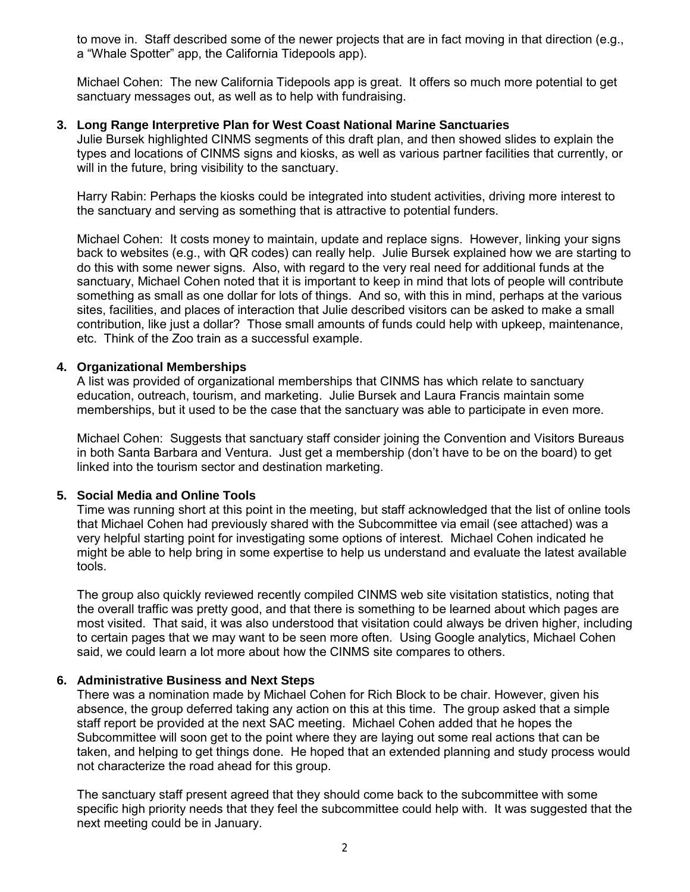to move in. Staff described some of the newer projects that are in fact moving in that direction (e.g., a "Whale Spotter" app, the California Tidepools app).

Michael Cohen: The new California Tidepools app is great. It offers so much more potential to get sanctuary messages out, as well as to help with fundraising.

### 3. Long Range Interpretive Plan for West Coast National Marine Sanctuaries

Julie Bursek highlighted CINMS segments of this draft plan, and then showed slides to explain the types and locations of CINMS signs and kiosks, as well as various partner facilities that currently, or will in the future, bring visibility to the sanctuary.

Harry Rabin: Perhaps the kiosks could be integrated into student activities, driving more interest to the sanctuary and serving as something that is attractive to potential funders.

Michael Cohen: It costs money to maintain, update and replace signs. However, linking your signs back to websites (e.g., with QR codes) can really help. Julie Bursek explained how we are starting to do this with some newer signs. Also, with regard to the very real need for additional funds at the sanctuary, Michael Cohen noted that it is important to keep in mind that lots of people will contribute something as small as one dollar for lots of things. And so, with this in mind, perhaps at the various sites, facilities, and places of interaction that Julie described visitors can be asked to make a small contribution, like just a dollar? Those small amounts of funds could help with upkeep, maintenance, etc. Think of the Zoo train as a successful example.

### 4. Organizational Memberships

A list was provided of organizational memberships that CINMS has which relate to sanctuary education, outreach, tourism, and marketing. Julie Bursek and Laura Francis maintain some memberships, but it used to be the case that the sanctuary was able to participate in even more.

Michael Cohen: Suggests that sanctuary staff consider joining the Convention and Visitors Bureaus in both Santa Barbara and Ventura. Just get a membership (don't have to be on the board) to get linked into the tourism sector and destination marketing.

### 5. Social Media and Online Tools

Time was running short at this point in the meeting, but staff acknowledged that the list of online tools that Michael Cohen had previously shared with the Subcommittee via email (see attached) was a very helpful starting point for investigating some options of interest. Michael Cohen indicated he might be able to help bring in some expertise to help us understand and evaluate the latest available tools.

The group also quickly reviewed recently compiled CINMS web site visitation statistics, noting that the overall traffic was pretty good, and that there is something to be learned about which pages are most visited. That said, it was also understood that visitation could always be driven higher, including to certain pages that we may want to be seen more often. Using Google analytics, Michael Cohen said, we could learn a lot more about how the CINMS site compares to others.

### 6. Administrative Business and Next Steps

There was a nomination made by Michael Cohen for Rich Block to be chair. However, given his absence, the group deferred taking any action on this at this time. The group asked that a simple staff report be provided at the next SAC meeting. Michael Cohen added that he hopes the Subcommittee will soon get to the point where they are laying out some real actions that can be taken, and helping to get things done. He hoped that an extended planning and study process would not characterize the road ahead for this group.

The sanctuary staff present agreed that they should come back to the subcommittee with some specific high priority needs that they feel the subcommittee could help with. It was suggested that the next meeting could be in January.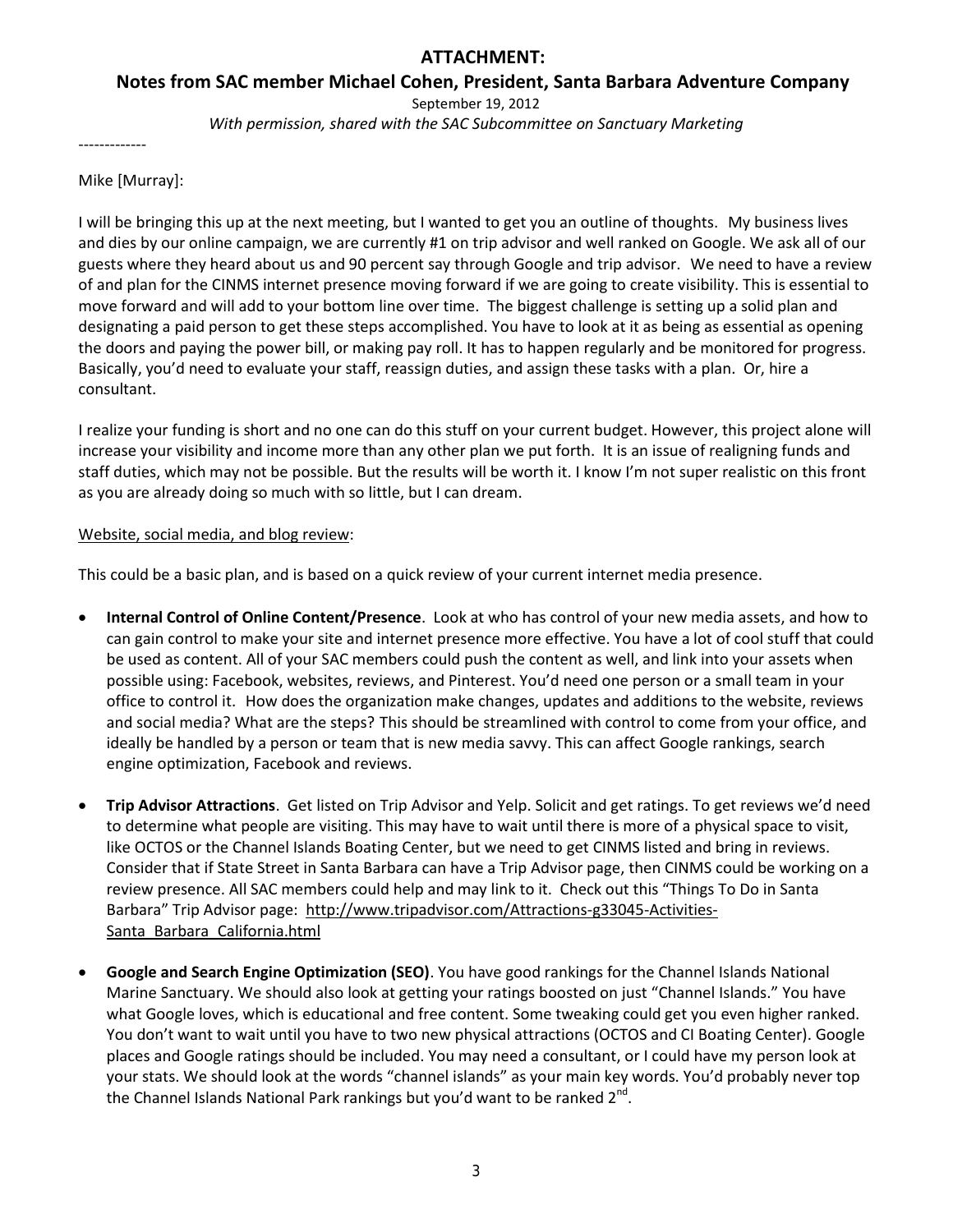## ATTACHMENT:

## Notes from SAC member Michael Cohen, President, Santa Barbara Adventure Company

September 19, 2012

*With permission, shared with the SAC Subcommittee on Sanctuary Marketing*

-------------

Mike [Murray]:

I will be bringing this up at the next meeting, but I wanted to get you an outline of thoughts. My business lives and dies by our online campaign, we are currently #1 on trip advisor and well ranked on Google. We ask all of our guests where they heard about us and 90 percent say through Google and trip advisor. We need to have a review of and plan for the CINMS internet presence moving forward if we are going to create visibility. This is essential to move forward and will add to your bottom line over time. The biggest challenge is setting up a solid plan and designating a paid person to get these steps accomplished. You have to look at it as being as essential as opening the doors and paying the power bill, or making pay roll. It has to happen regularly and be monitored for progress. Basically, you'd need to evaluate your staff, reassign duties, and assign these tasks with a plan. Or, hire a consultant.

I realize your funding is short and no one can do this stuff on your current budget. However, this project alone will increase your visibility and income more than any other plan we put forth. It is an issue of realigning funds and staff duties, which may not be possible. But the results will be worth it. I know I'm not super realistic on this front as you are already doing so much with so little, but I can dream.

<u>Website, social media, and blog review</u>:

This could be a basic plan, and is based on a quick review of your current internet media presence.

- **Internal Control of Online Content/Presence**. Look at who has control of your new media assets, and how to can gain control to make your site and internet presence more effective. You have a lot of cool stuff that could be used as content. All of your SAC members could push the content as well, and link into your assets when possible using: Facebook, websites, reviews, and Pinterest. You'd need one person or a small team in your office to control it. How does the organization make changes, updates and additions to the website, reviews and social media? What are the steps? This should be streamlined with control to come from your office, and ideally be handled by a person or team that is new media savvy. This can affect Google rankings, search engine optimization, Facebook and reviews.

- **Trip Advisor Attractions**. Get listed on Trip Advisor and Yelp. Solicit and get ratings. To get reviews we'd need to determine what people are visiting. This may have to wait until there is more of a physical space to visit, like OCTOS or the Channel Islands Boating Center, but we need to get CINMS listed and bring in reviews. Consider that if State Street in Santa Barbara can have a Trip Advisor page, then CINMS could be working on a review presence. All SAC members could help and may link to it. Check out this "Things To Do in Santa Barbara" Trip Advisor page: http://www.tripadvisor.com/Attractions-g33045-Activities-Santa_Barbara_California.html

- **Google and Search Engine Optimization (SEO)**. You have good rankings for the Channel Islands National Marine Sanctuary. We should also look at getting your ratings boosted on just "Channel Islands." You have what Google loves, which is educational and free content. Some tweaking could get you even higher ranked. You don't want to wait until you have to two new physical attractions (OCTOS and CI Boating Center). Google places and Google ratings should be included. You may need a consultant, or I could have my person look at your stats. We should look at the words "channel islands" as your main key words. You'd probably never top the Channel Islands National Park rankings but you'd want to be ranked 2nd.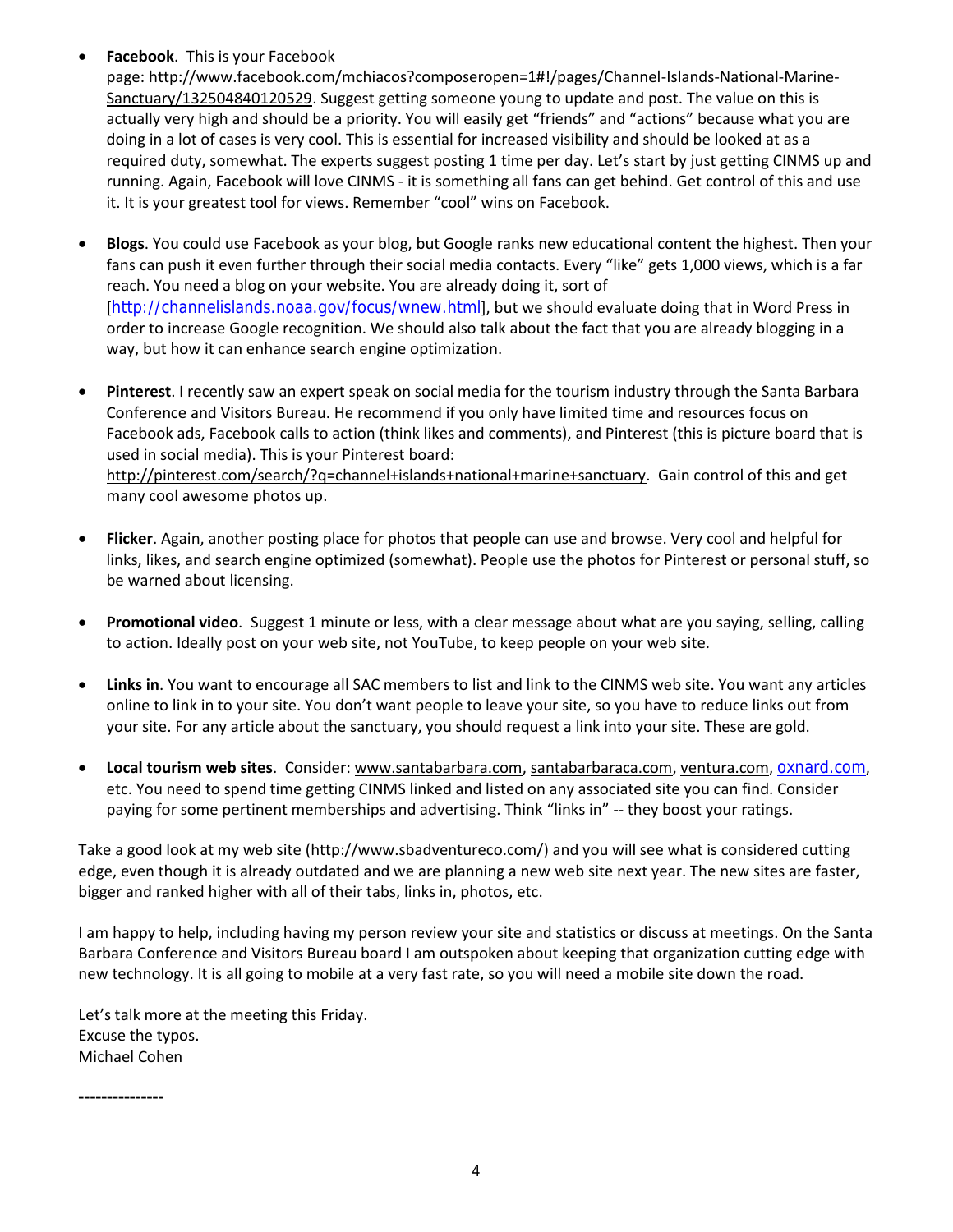- **Facebook**. This is your Facebook page: http://www.facebook.com/mchiacos?composeropen=1#!/pages/Channel-Islands-National-Marine-Sanctuary/132504840120529. Suggest getting someone young to update and post. The value on this is actually very high and should be a priority. You will easily get "friends" and "actions" because what you are doing in a lot of cases is very cool. This is essential for increased visibility and should be looked at as a required duty, somewhat. The experts suggest posting 1 time per day. Let's start by just getting CINMS up and running. Again, Facebook will love CINMS - it is something all fans can get behind. Get control of this and use it. It is your greatest tool for views. Remember "cool" wins on Facebook.

- **Blogs**. You could use Facebook as your blog, but Google ranks new educational content the highest. Then your fans can push it even further through their social media contacts. Every "like" gets 1,000 views, which is a far reach. You need a blog on your website. You are already doing it, sort of [http://channelislands.noaa.gov/focus/wnew.html], but we should evaluate doing that in Word Press in order to increase Google recognition. We should also talk about the fact that you are already blogging in a way, but how it can enhance search engine optimization.

- **Pinterest**. I recently saw an expert speak on social media for the tourism industry through the Santa Barbara Conference and Visitors Bureau. He recommend if you only have limited time and resources focus on Facebook ads, Facebook calls to action (think likes and comments), and Pinterest (this is picture board that is used in social media). This is your Pinterest board: http://pinterest.com/search/?q=channel+islands+national+marine+sanctuary. Gain control of this and get many cool awesome photos up.

- **Flicker**. Again, another posting place for photos that people can use and browse. Very cool and helpful for links, likes, and search engine optimized (somewhat). People use the photos for Pinterest or personal stuff, so be warned about licensing.

- **Promotional video**. Suggest 1 minute or less, with a clear message about what are you saying, selling, calling to action. Ideally post on your web site, not YouTube, to keep people on your web site.

- **Links in**. You want to encourage all SAC members to list and link to the CINMS web site. You want any articles online to link in to your site. You don't want people to leave your site, so you have to reduce links out from your site. For any article about the sanctuary, you should request a link into your site. These are gold.

- **Local tourism web sites**. Consider: www.santabarbara.com, santabarbaraca.com, ventura.com, oxnard.com, etc. You need to spend time getting CINMS linked and listed on any associated site you can find. Consider paying for some pertinent memberships and advertising. Think "links in" -- they boost your ratings.

Take a good look at my web site (http://www.sbadventureco.com/) and you will see what is considered cutting edge, even though it is already outdated and we are planning a new web site next year. The new sites are faster, bigger and ranked higher with all of their tabs, links in, photos, etc.

I am happy to help, including having my person review your site and statistics or discuss at meetings. On the Santa Barbara Conference and Visitors Bureau board I am outspoken about keeping that organization cutting edge with new technology. It is all going to mobile at a very fast rate, so you will need a mobile site down the road.

Let's talk more at the meeting this Friday.
Excuse the typos.
Michael Cohen

---------------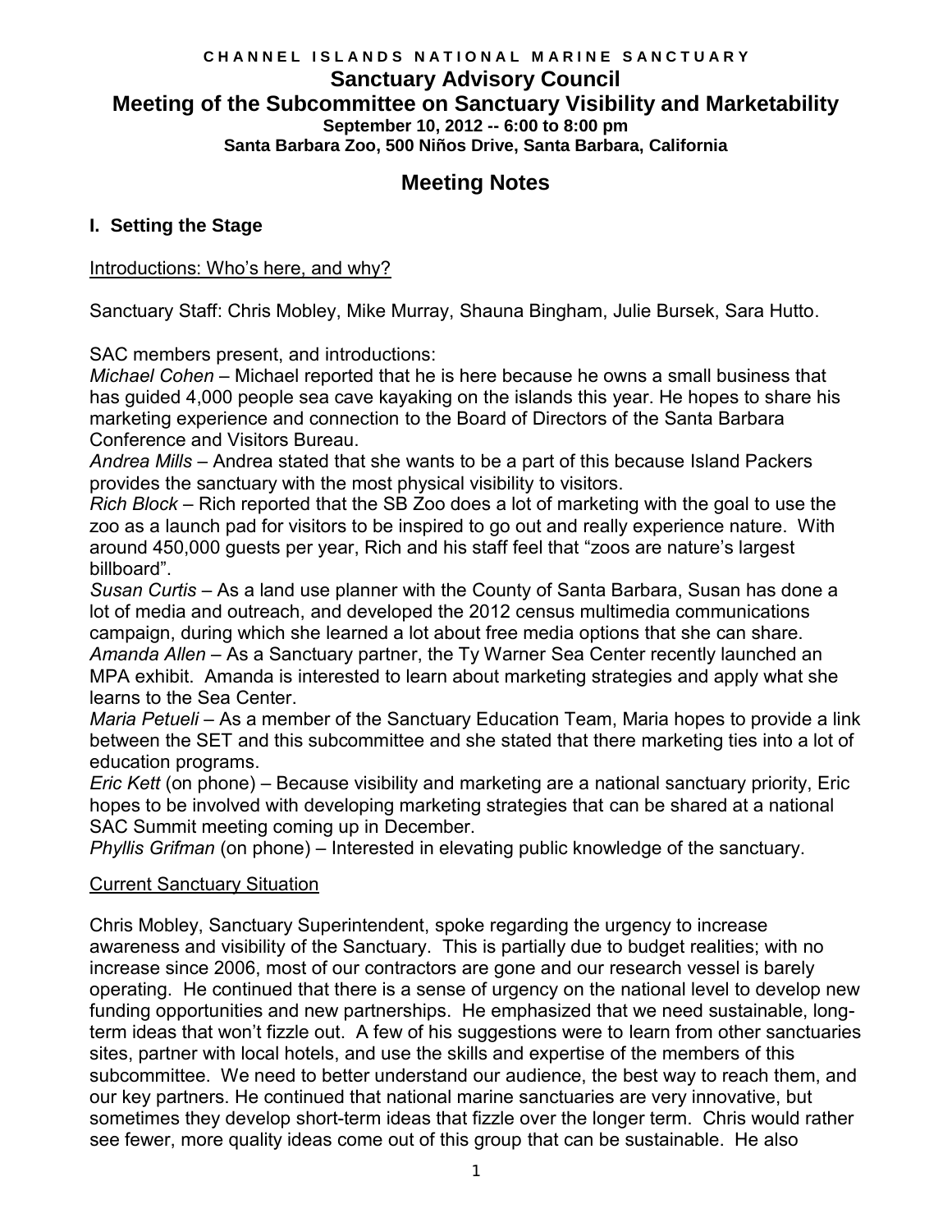CHANNEL ISLANDS NATIONAL MARINE SANCTUARY

# Sanctuary Advisory Council

## Meeting of the Subcommittee on Sanctuary Visibility and Marketability

**September 10, 2012 -- 6:00 to 8:00 pm**
**Santa Barbara Zoo, 500 Niños Drive, Santa Barbara, California**

# Meeting Notes

### I. Setting the Stage

Introductions: Who's here, and why?

Sanctuary Staff: Chris Mobley, Mike Murray, Shauna Bingham, Julie Bursek, Sara Hutto.

SAC members present, and introductions:

*Michael Cohen* – Michael reported that he is here because he owns a small business that has guided 4,000 people sea cave kayaking on the islands this year. He hopes to share his marketing experience and connection to the Board of Directors of the Santa Barbara Conference and Visitors Bureau.

*Andrea Mills* – Andrea stated that she wants to be a part of this because Island Packers provides the sanctuary with the most physical visibility to visitors.

*Rich Block* – Rich reported that the SB Zoo does a lot of marketing with the goal to use the zoo as a launch pad for visitors to be inspired to go out and really experience nature. With around 450,000 guests per year, Rich and his staff feel that "zoos are nature's largest billboard".

*Susan Curtis* – As a land use planner with the County of Santa Barbara, Susan has done a lot of media and outreach, and developed the 2012 census multimedia communications campaign, during which she learned a lot about free media options that she can share.

*Amanda Allen* – As a Sanctuary partner, the Ty Warner Sea Center recently launched an MPA exhibit. Amanda is interested to learn about marketing strategies and apply what she learns to the Sea Center.

*Maria Petueli* – As a member of the Sanctuary Education Team, Maria hopes to provide a link between the SET and this subcommittee and she stated that there marketing ties into a lot of education programs.

*Eric Kett* (on phone) – Because visibility and marketing are a national sanctuary priority, Eric hopes to be involved with developing marketing strategies that can be shared at a national SAC Summit meeting coming up in December.

*Phyllis Grifman* (on phone) – Interested in elevating public knowledge of the sanctuary.

Current Sanctuary Situation

Chris Mobley, Sanctuary Superintendent, spoke regarding the urgency to increase awareness and visibility of the Sanctuary. This is partially due to budget realities; with no increase since 2006, most of our contractors are gone and our research vessel is barely operating. He continued that there is a sense of urgency on the national level to develop new funding opportunities and new partnerships. He emphasized that we need sustainable, long-term ideas that won't fizzle out. A few of his suggestions were to learn from other sanctuaries sites, partner with local hotels, and use the skills and expertise of the members of this subcommittee. We need to better understand our audience, the best way to reach them, and our key partners. He continued that national marine sanctuaries are very innovative, but sometimes they develop short-term ideas that fizzle over the longer term. Chris would rather see fewer, more quality ideas come out of this group that can be sustainable. He also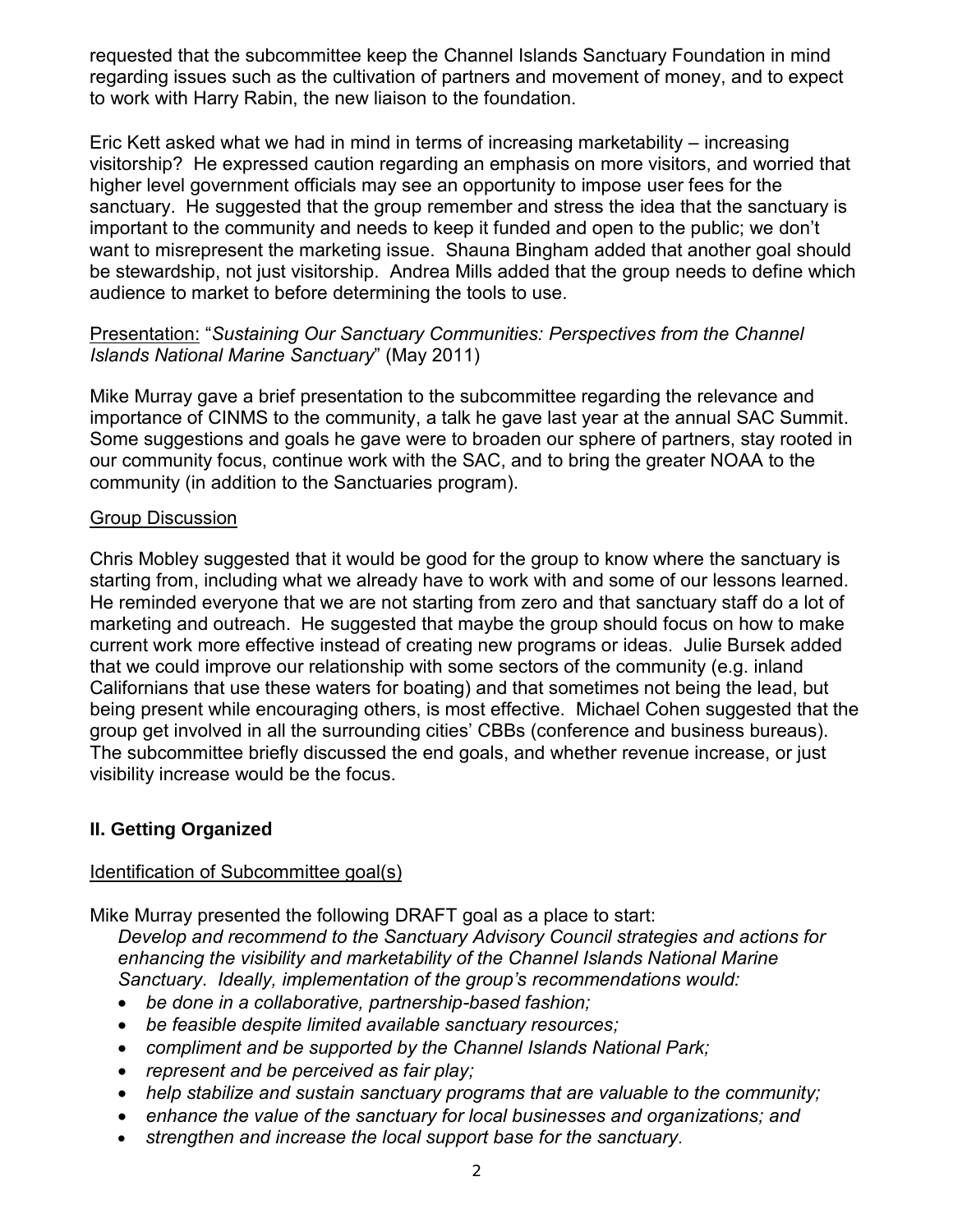requested that the subcommittee keep the Channel Islands Sanctuary Foundation in mind regarding issues such as the cultivation of partners and movement of money, and to expect to work with Harry Rabin, the new liaison to the foundation.

Eric Kett asked what we had in mind in terms of increasing marketability – increasing visitorship? He expressed caution regarding an emphasis on more visitors, and worried that higher level government officials may see an opportunity to impose user fees for the sanctuary. He suggested that the group remember and stress the idea that the sanctuary is important to the community and needs to keep it funded and open to the public; we don't want to misrepresent the marketing issue. Shauna Bingham added that another goal should be stewardship, not just visitorship. Andrea Mills added that the group needs to define which audience to market to before determining the tools to use.

Presentation: "*Sustaining Our Sanctuary Communities: Perspectives from the Channel Islands National Marine Sanctuary*" (May 2011)

Mike Murray gave a brief presentation to the subcommittee regarding the relevance and importance of CINMS to the community, a talk he gave last year at the annual SAC Summit. Some suggestions and goals he gave were to broaden our sphere of partners, stay rooted in our community focus, continue work with the SAC, and to bring the greater NOAA to the community (in addition to the Sanctuaries program).

Group Discussion

Chris Mobley suggested that it would be good for the group to know where the sanctuary is starting from, including what we already have to work with and some of our lessons learned. He reminded everyone that we are not starting from zero and that sanctuary staff do a lot of marketing and outreach. He suggested that maybe the group should focus on how to make current work more effective instead of creating new programs or ideas. Julie Bursek added that we could improve our relationship with some sectors of the community (e.g. inland Californians that use these waters for boating) and that sometimes not being the lead, but being present while encouraging others, is most effective. Michael Cohen suggested that the group get involved in all the surrounding cities' CBBs (conference and business bureaus). The subcommittee briefly discussed the end goals, and whether revenue increase, or just visibility increase would be the focus.

## II. Getting Organized

Identification of Subcommittee goal(s)

Mike Murray presented the following DRAFT goal as a place to start:

*Develop and recommend to the Sanctuary Advisory Council strategies and actions for enhancing the visibility and marketability of the Channel Islands National Marine Sanctuary. Ideally, implementation of the group's recommendations would:*

- *be done in a collaborative, partnership-based fashion;*
- *be feasible despite limited available sanctuary resources;*
- *compliment and be supported by the Channel Islands National Park;*
- *represent and be perceived as fair play;*
- *help stabilize and sustain sanctuary programs that are valuable to the community;*
- *enhance the value of the sanctuary for local businesses and organizations; and*
- *strengthen and increase the local support base for the sanctuary.*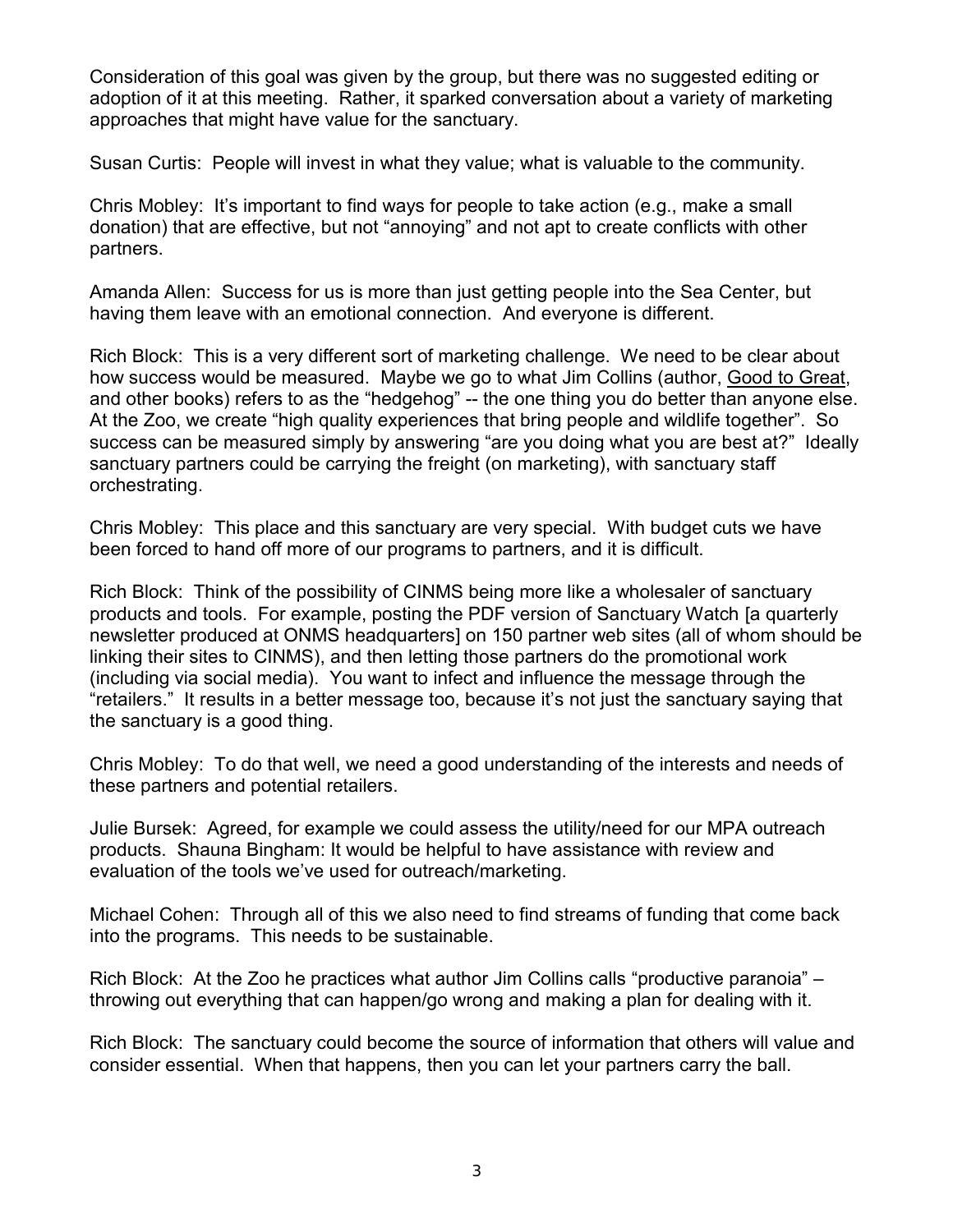Consideration of this goal was given by the group, but there was no suggested editing or adoption of it at this meeting. Rather, it sparked conversation about a variety of marketing approaches that might have value for the sanctuary.

Susan Curtis: People will invest in what they value; what is valuable to the community.

Chris Mobley: It's important to find ways for people to take action (e.g., make a small donation) that are effective, but not "annoying" and not apt to create conflicts with other partners.

Amanda Allen: Success for us is more than just getting people into the Sea Center, but having them leave with an emotional connection. And everyone is different.

Rich Block: This is a very different sort of marketing challenge. We need to be clear about how success would be measured. Maybe we go to what Jim Collins (author, Good to Great, and other books) refers to as the "hedgehog" -- the one thing you do better than anyone else. At the Zoo, we create "high quality experiences that bring people and wildlife together". So success can be measured simply by answering "are you doing what you are best at?" Ideally sanctuary partners could be carrying the freight (on marketing), with sanctuary staff orchestrating.

Chris Mobley: This place and this sanctuary are very special. With budget cuts we have been forced to hand off more of our programs to partners, and it is difficult.

Rich Block: Think of the possibility of CINMS being more like a wholesaler of sanctuary products and tools. For example, posting the PDF version of Sanctuary Watch [a quarterly newsletter produced at ONMS headquarters] on 150 partner web sites (all of whom should be linking their sites to CINMS), and then letting those partners do the promotional work (including via social media). You want to infect and influence the message through the "retailers." It results in a better message too, because it's not just the sanctuary saying that the sanctuary is a good thing.

Chris Mobley: To do that well, we need a good understanding of the interests and needs of these partners and potential retailers.

Julie Bursek: Agreed, for example we could assess the utility/need for our MPA outreach products. Shauna Bingham: It would be helpful to have assistance with review and evaluation of the tools we've used for outreach/marketing.

Michael Cohen: Through all of this we also need to find streams of funding that come back into the programs. This needs to be sustainable.

Rich Block: At the Zoo he practices what author Jim Collins calls "productive paranoia" – throwing out everything that can happen/go wrong and making a plan for dealing with it.

Rich Block: The sanctuary could become the source of information that others will value and consider essential. When that happens, then you can let your partners carry the ball.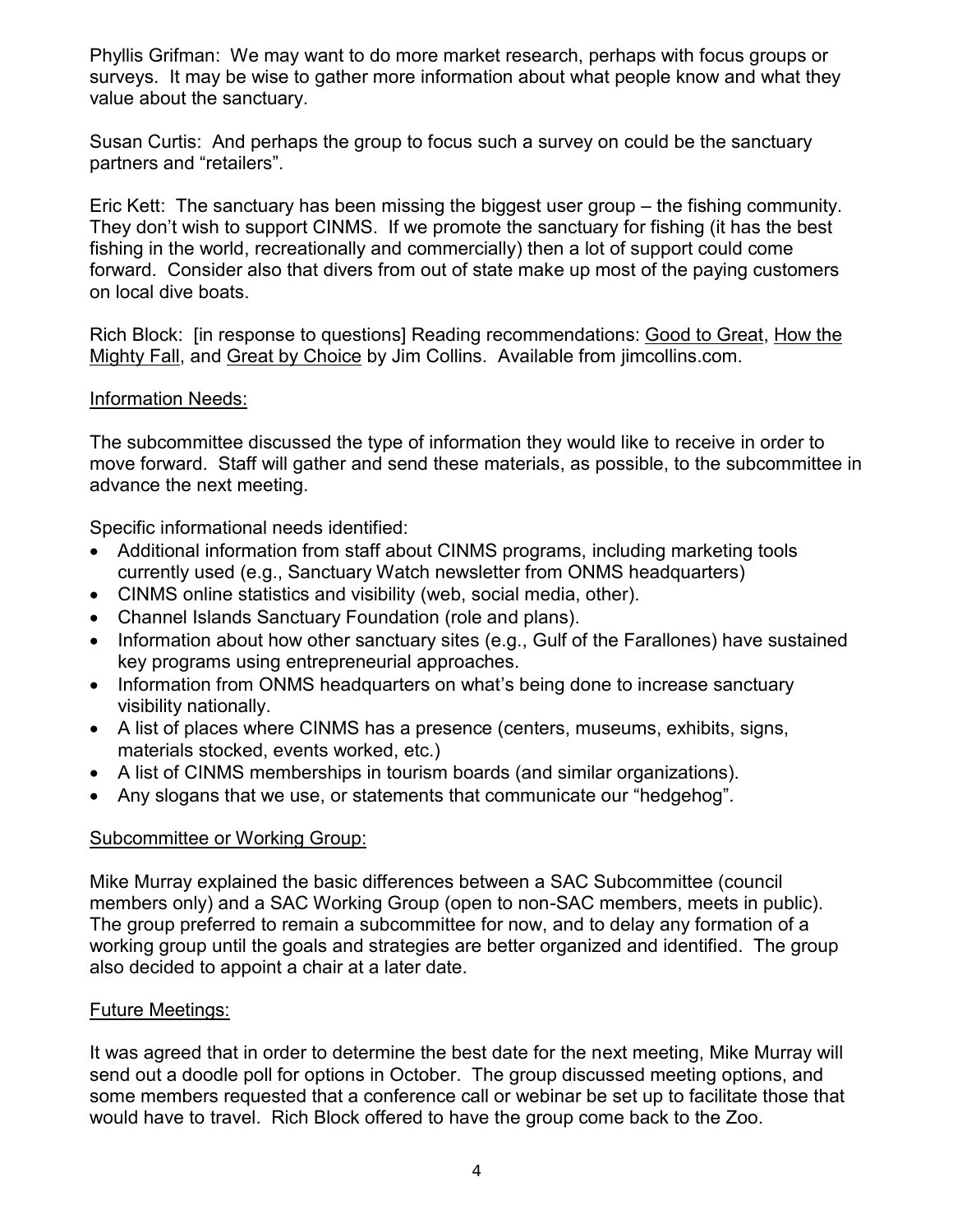Phyllis Grifman: We may want to do more market research, perhaps with focus groups or surveys. It may be wise to gather more information about what people know and what they value about the sanctuary.

Susan Curtis: And perhaps the group to focus such a survey on could be the sanctuary partners and "retailers".

Eric Kett: The sanctuary has been missing the biggest user group – the fishing community. They don't wish to support CINMS. If we promote the sanctuary for fishing (it has the best fishing in the world, recreationally and commercially) then a lot of support could come forward. Consider also that divers from out of state make up most of the paying customers on local dive boats.

Rich Block: [in response to questions] Reading recommendations: Good to Great, How the Mighty Fall, and Great by Choice by Jim Collins. Available from jimcollins.com.

Information Needs:

The subcommittee discussed the type of information they would like to receive in order to move forward. Staff will gather and send these materials, as possible, to the subcommittee in advance the next meeting.

Specific informational needs identified:

- Additional information from staff about CINMS programs, including marketing tools currently used (e.g., Sanctuary Watch newsletter from ONMS headquarters)
- CINMS online statistics and visibility (web, social media, other).
- Channel Islands Sanctuary Foundation (role and plans).
- Information about how other sanctuary sites (e.g., Gulf of the Farallones) have sustained key programs using entrepreneurial approaches.
- Information from ONMS headquarters on what's being done to increase sanctuary visibility nationally.
- A list of places where CINMS has a presence (centers, museums, exhibits, signs, materials stocked, events worked, etc.)
- A list of CINMS memberships in tourism boards (and similar organizations).
- Any slogans that we use, or statements that communicate our "hedgehog".

Subcommittee or Working Group:

Mike Murray explained the basic differences between a SAC Subcommittee (council members only) and a SAC Working Group (open to non-SAC members, meets in public). The group preferred to remain a subcommittee for now, and to delay any formation of a working group until the goals and strategies are better organized and identified. The group also decided to appoint a chair at a later date.

Future Meetings:

It was agreed that in order to determine the best date for the next meeting, Mike Murray will send out a doodle poll for options in October. The group discussed meeting options, and some members requested that a conference call or webinar be set up to facilitate those that would have to travel. Rich Block offered to have the group come back to the Zoo.